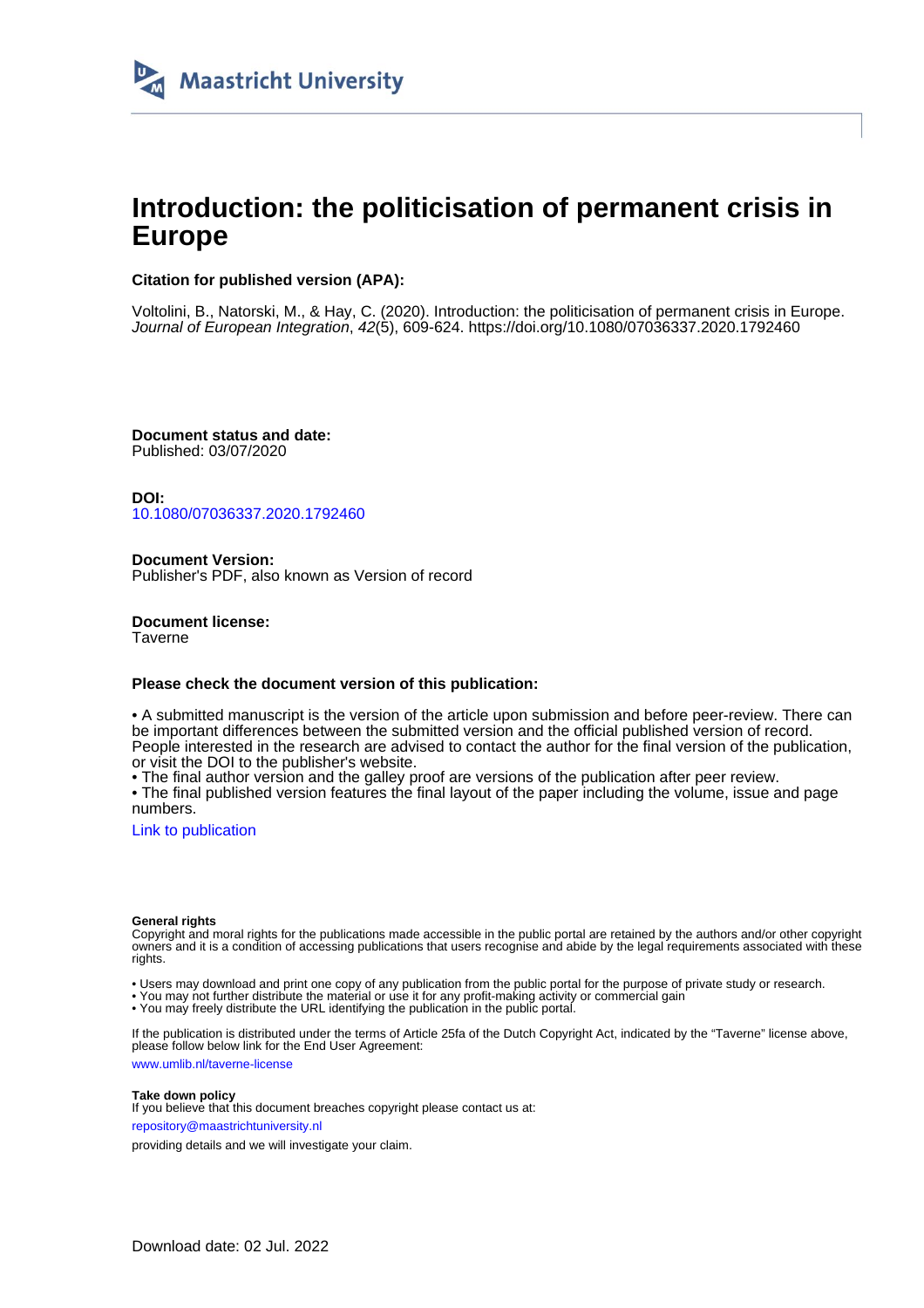Maastricht University

# Introduction: the politicisation of permanent crisis in Europe

**Citation for published version (APA):**

Voltolini, B., Natorski, M., & Hay, C. (2020). Introduction: the politicisation of permanent crisis in Europe. *Journal of European Integration*, *42*(5), 609-624. https://doi.org/10.1080/07036337.2020.1792460

**Document status and date:**
Published: 03/07/2020

**DOI:**
10.1080/07036337.2020.1792460

**Document Version:**
Publisher's PDF, also known as Version of record

**Document license:**
Taverne

**Please check the document version of this publication:**

• A submitted manuscript is the version of the article upon submission and before peer-review. There can be important differences between the submitted version and the official published version of record. People interested in the research are advised to contact the author for the final version of the publication, or visit the DOI to the publisher's website.
• The final author version and the galley proof are versions of the publication after peer review.
• The final published version features the final layout of the paper including the volume, issue and page numbers.

Link to publication

**General rights**
Copyright and moral rights for the publications made accessible in the public portal are retained by the authors and/or other copyright owners and it is a condition of accessing publications that users recognise and abide by the legal requirements associated with these rights.

• Users may download and print one copy of any publication from the public portal for the purpose of private study or research.
• You may not further distribute the material or use it for any profit-making activity or commercial gain
• You may freely distribute the URL identifying the publication in the public portal.

If the publication is distributed under the terms of Article 25fa of the Dutch Copyright Act, indicated by the "Taverne" license above, please follow below link for the End User Agreement:

www.umlib.nl/taverne-license

**Take down policy**
If you believe that this document breaches copyright please contact us at:

repository@maastrichtuniversity.nl

providing details and we will investigate your claim.

Download date: 02 Jul. 2022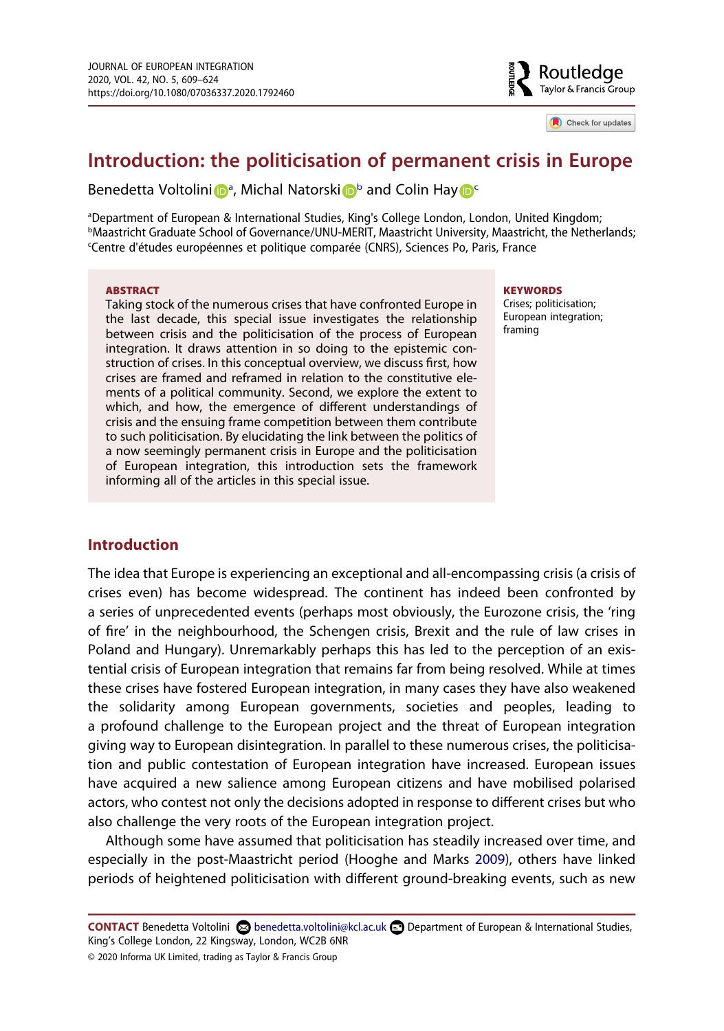# Introduction: the politicisation of permanent crisis in Europe

Benedetta Voltolini[a], Michal Natorski[b] and Colin Hay[c]

[a]Department of European & International Studies, King's College London, London, United Kingdom; [b]Maastricht Graduate School of Governance/UNU-MERIT, Maastricht University, Maastricht, the Netherlands; [c]Centre d'études européennes et politique comparée (CNRS), Sciences Po, Paris, France

**ABSTRACT**

Taking stock of the numerous crises that have confronted Europe in the last decade, this special issue investigates the relationship between crisis and the politicisation of the process of European integration. It draws attention in so doing to the epistemic construction of crises. In this conceptual overview, we discuss first, how crises are framed and reframed in relation to the constitutive elements of a political community. Second, we explore the extent to which, and how, the emergence of different understandings of crisis and the ensuing frame competition between them contribute to such politicisation. By elucidating the link between the politics of a now seemingly permanent crisis in Europe and the politicisation of European integration, this introduction sets the framework informing all of the articles in this special issue.

**KEYWORDS**

Crises; politicisation; European integration; framing

## Introduction

The idea that Europe is experiencing an exceptional and all-encompassing crisis (a crisis of crises even) has become widespread. The continent has indeed been confronted by a series of unprecedented events (perhaps most obviously, the Eurozone crisis, the 'ring of fire' in the neighbourhood, the Schengen crisis, Brexit and the rule of law crises in Poland and Hungary). Unremarkably perhaps this has led to the perception of an existential crisis of European integration that remains far from being resolved. While at times these crises have fostered European integration, in many cases they have also weakened the solidarity among European governments, societies and peoples, leading to a profound challenge to the European project and the threat of European integration giving way to European disintegration. In parallel to these numerous crises, the politicisation and public contestation of European integration have increased. European issues have acquired a new salience among European citizens and have mobilised polarised actors, who contest not only the decisions adopted in response to different crises but who also challenge the very roots of the European integration project.

Although some have assumed that politicisation has steadily increased over time, and especially in the post-Maastricht period (Hooghe and Marks 2009), others have linked periods of heightened politicisation with different ground-breaking events, such as new

**CONTACT** Benedetta Voltolini benedetta.voltolini@kcl.ac.uk Department of European & International Studies, King's College London, 22 Kingsway, London, WC2B 6NR

© 2020 Informa UK Limited, trading as Taylor & Francis Group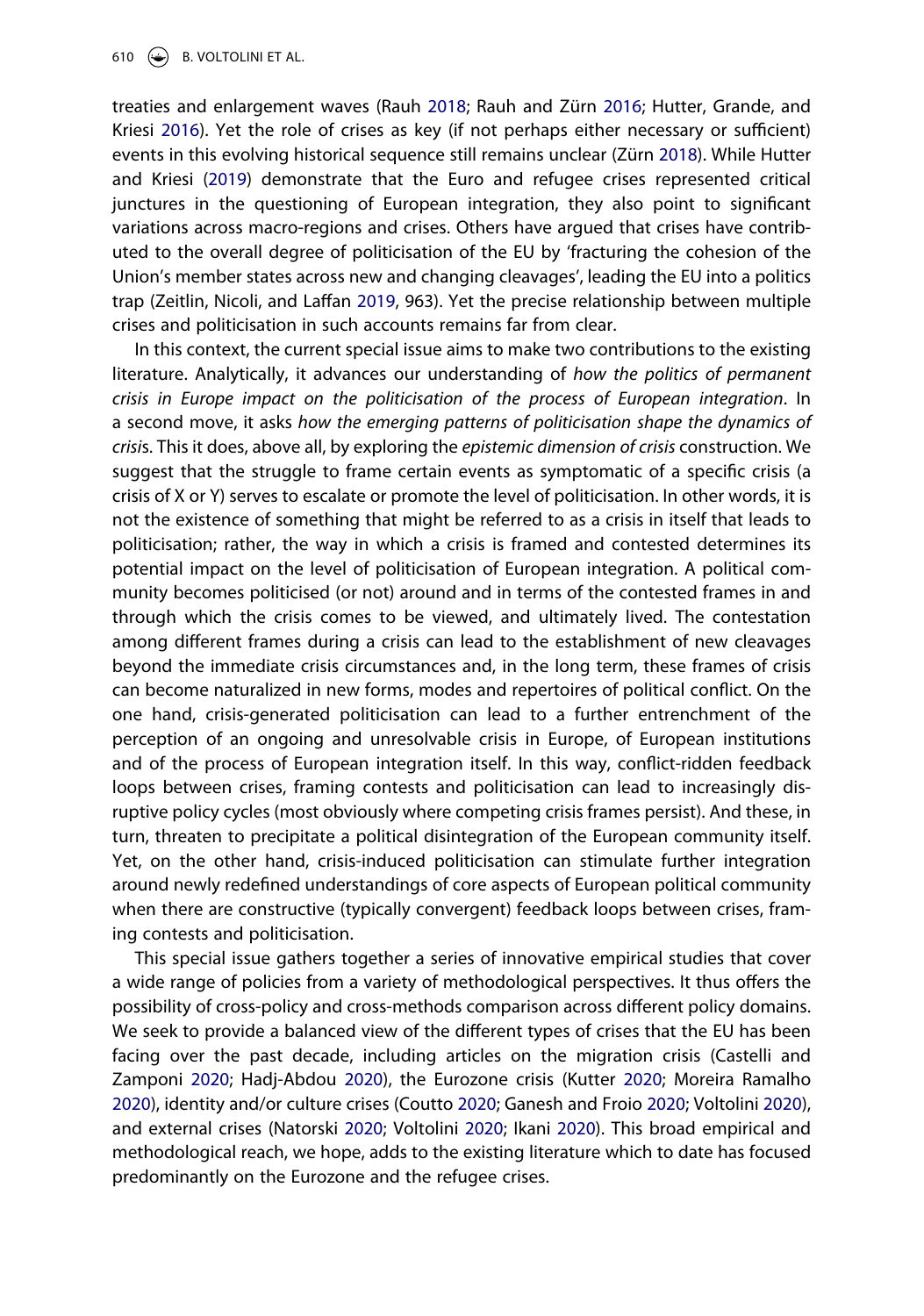treaties and enlargement waves (Rauh 2018; Rauh and Zürn 2016; Hutter, Grande, and Kriesi 2016). Yet the role of crises as key (if not perhaps either necessary or sufficient) events in this evolving historical sequence still remains unclear (Zürn 2018). While Hutter and Kriesi (2019) demonstrate that the Euro and refugee crises represented critical junctures in the questioning of European integration, they also point to significant variations across macro-regions and crises. Others have argued that crises have contributed to the overall degree of politicisation of the EU by 'fracturing the cohesion of the Union's member states across new and changing cleavages', leading the EU into a politics trap (Zeitlin, Nicoli, and Laffan 2019, 963). Yet the precise relationship between multiple crises and politicisation in such accounts remains far from clear.

In this context, the current special issue aims to make two contributions to the existing literature. Analytically, it advances our understanding of *how the politics of permanent crisis in Europe impact on the politicisation of the process of European integration*. In a second move, it asks *how the emerging patterns of politicisation shape the dynamics of crisis*. This it does, above all, by exploring the *epistemic dimension of crisis* construction. We suggest that the struggle to frame certain events as symptomatic of a specific crisis (a crisis of X or Y) serves to escalate or promote the level of politicisation. In other words, it is not the existence of something that might be referred to as a crisis in itself that leads to politicisation; rather, the way in which a crisis is framed and contested determines its potential impact on the level of politicisation of European integration. A political community becomes politicised (or not) around and in terms of the contested frames in and through which the crisis comes to be viewed, and ultimately lived. The contestation among different frames during a crisis can lead to the establishment of new cleavages beyond the immediate crisis circumstances and, in the long term, these frames of crisis can become naturalized in new forms, modes and repertoires of political conflict. On the one hand, crisis-generated politicisation can lead to a further entrenchment of the perception of an ongoing and unresolvable crisis in Europe, of European institutions and of the process of European integration itself. In this way, conflict-ridden feedback loops between crises, framing contests and politicisation can lead to increasingly disruptive policy cycles (most obviously where competing crisis frames persist). And these, in turn, threaten to precipitate a political disintegration of the European community itself. Yet, on the other hand, crisis-induced politicisation can stimulate further integration around newly redefined understandings of core aspects of European political community when there are constructive (typically convergent) feedback loops between crises, framing contests and politicisation.

This special issue gathers together a series of innovative empirical studies that cover a wide range of policies from a variety of methodological perspectives. It thus offers the possibility of cross-policy and cross-methods comparison across different policy domains. We seek to provide a balanced view of the different types of crises that the EU has been facing over the past decade, including articles on the migration crisis (Castelli and Zamponi 2020; Hadj-Abdou 2020), the Eurozone crisis (Kutter 2020; Moreira Ramalho 2020), identity and/or culture crises (Coutto 2020; Ganesh and Froio 2020; Voltolini 2020), and external crises (Natorski 2020; Voltolini 2020; Ikani 2020). This broad empirical and methodological reach, we hope, adds to the existing literature which to date has focused predominantly on the Eurozone and the refugee crises.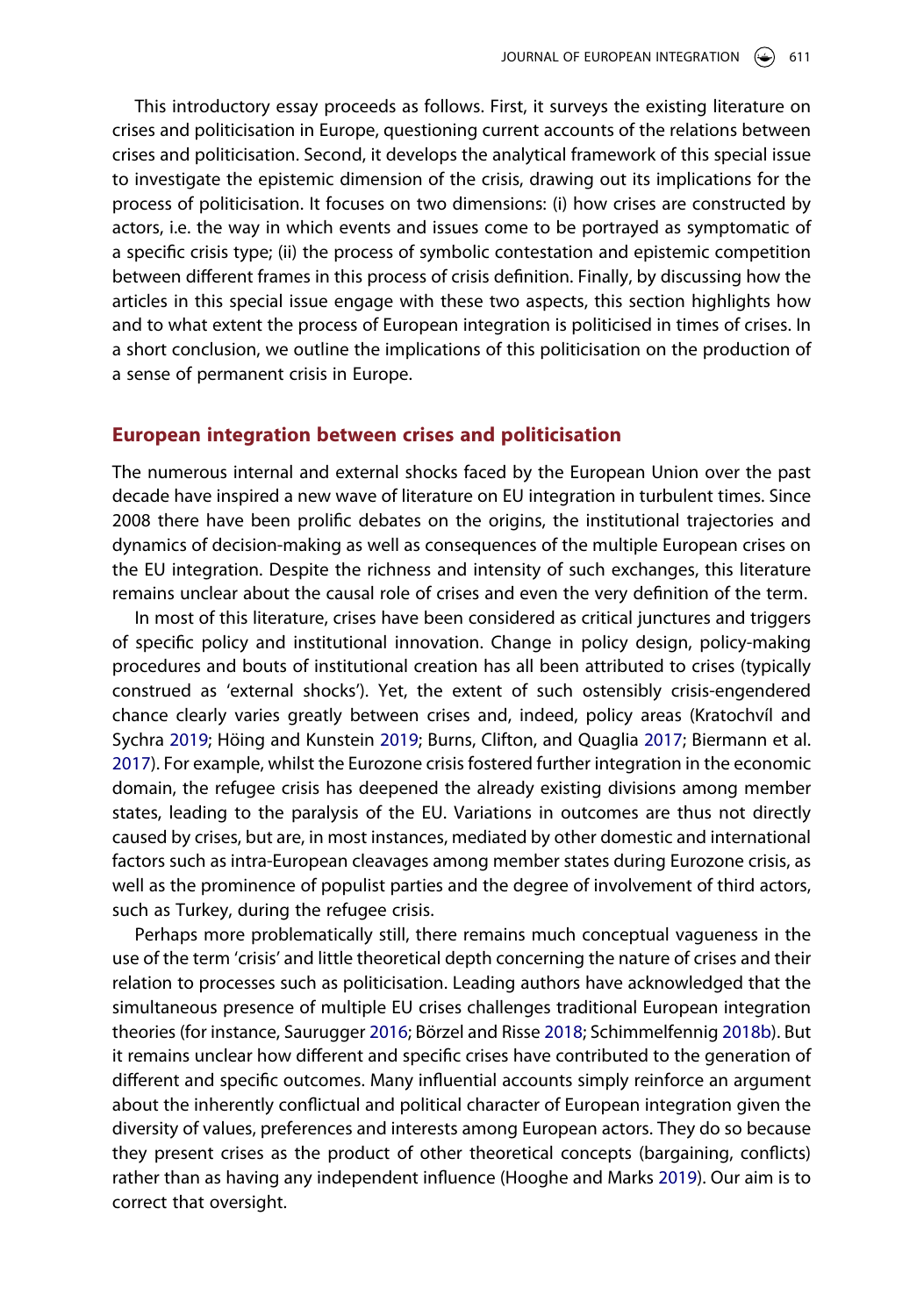This introductory essay proceeds as follows. First, it surveys the existing literature on crises and politicisation in Europe, questioning current accounts of the relations between crises and politicisation. Second, it develops the analytical framework of this special issue to investigate the epistemic dimension of the crisis, drawing out its implications for the process of politicisation. It focuses on two dimensions: (i) how crises are constructed by actors, i.e. the way in which events and issues come to be portrayed as symptomatic of a specific crisis type; (ii) the process of symbolic contestation and epistemic competition between different frames in this process of crisis definition. Finally, by discussing how the articles in this special issue engage with these two aspects, this section highlights how and to what extent the process of European integration is politicised in times of crises. In a short conclusion, we outline the implications of this politicisation on the production of a sense of permanent crisis in Europe.

## European integration between crises and politicisation

The numerous internal and external shocks faced by the European Union over the past decade have inspired a new wave of literature on EU integration in turbulent times. Since 2008 there have been prolific debates on the origins, the institutional trajectories and dynamics of decision-making as well as consequences of the multiple European crises on the EU integration. Despite the richness and intensity of such exchanges, this literature remains unclear about the causal role of crises and even the very definition of the term.

In most of this literature, crises have been considered as critical junctures and triggers of specific policy and institutional innovation. Change in policy design, policy-making procedures and bouts of institutional creation has all been attributed to crises (typically construed as 'external shocks'). Yet, the extent of such ostensibly crisis-engendered chance clearly varies greatly between crises and, indeed, policy areas (Kratochvíl and Sychra 2019; Höing and Kunstein 2019; Burns, Clifton, and Quaglia 2017; Biermann et al. 2017). For example, whilst the Eurozone crisis fostered further integration in the economic domain, the refugee crisis has deepened the already existing divisions among member states, leading to the paralysis of the EU. Variations in outcomes are thus not directly caused by crises, but are, in most instances, mediated by other domestic and international factors such as intra-European cleavages among member states during Eurozone crisis, as well as the prominence of populist parties and the degree of involvement of third actors, such as Turkey, during the refugee crisis.

Perhaps more problematically still, there remains much conceptual vagueness in the use of the term 'crisis' and little theoretical depth concerning the nature of crises and their relation to processes such as politicisation. Leading authors have acknowledged that the simultaneous presence of multiple EU crises challenges traditional European integration theories (for instance, Saurugger 2016; Börzel and Risse 2018; Schimmelfennig 2018b). But it remains unclear how different and specific crises have contributed to the generation of different and specific outcomes. Many influential accounts simply reinforce an argument about the inherently conflictual and political character of European integration given the diversity of values, preferences and interests among European actors. They do so because they present crises as the product of other theoretical concepts (bargaining, conflicts) rather than as having any independent influence (Hooghe and Marks 2019). Our aim is to correct that oversight.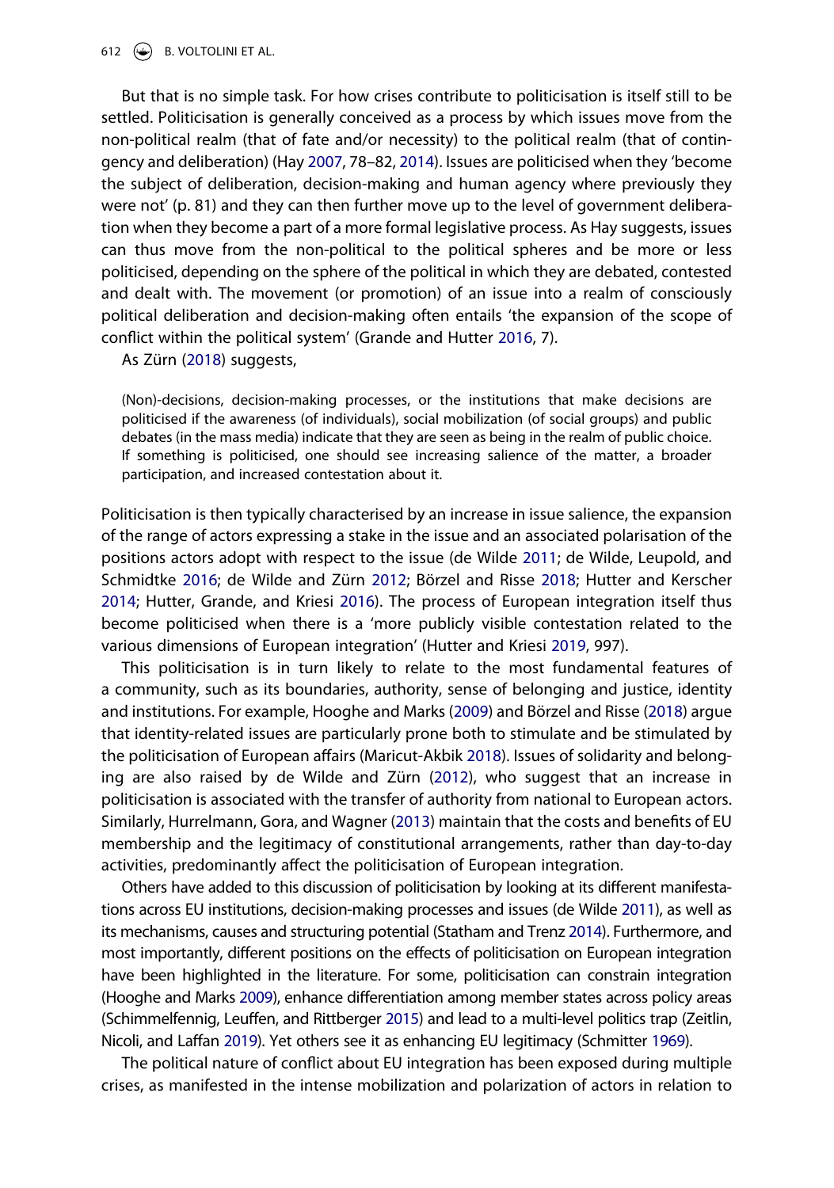But that is no simple task. For how crises contribute to politicisation is itself still to be settled. Politicisation is generally conceived as a process by which issues move from the non-political realm (that of fate and/or necessity) to the political realm (that of contingency and deliberation) (Hay 2007, 78–82, 2014). Issues are politicised when they 'become the subject of deliberation, decision-making and human agency where previously they were not' (p. 81) and they can then further move up to the level of government deliberation when they become a part of a more formal legislative process. As Hay suggests, issues can thus move from the non-political to the political spheres and be more or less politicised, depending on the sphere of the political in which they are debated, contested and dealt with. The movement (or promotion) of an issue into a realm of consciously political deliberation and decision-making often entails 'the expansion of the scope of conflict within the political system' (Grande and Hutter 2016, 7).

As Zürn (2018) suggests,

> (Non)-decisions, decision-making processes, or the institutions that make decisions are politicised if the awareness (of individuals), social mobilization (of social groups) and public debates (in the mass media) indicate that they are seen as being in the realm of public choice. If something is politicised, one should see increasing salience of the matter, a broader participation, and increased contestation about it.

Politicisation is then typically characterised by an increase in issue salience, the expansion of the range of actors expressing a stake in the issue and an associated polarisation of the positions actors adopt with respect to the issue (de Wilde 2011; de Wilde, Leupold, and Schmidtke 2016; de Wilde and Zürn 2012; Börzel and Risse 2018; Hutter and Kerscher 2014; Hutter, Grande, and Kriesi 2016). The process of European integration itself thus become politicised when there is a 'more publicly visible contestation related to the various dimensions of European integration' (Hutter and Kriesi 2019, 997).

This politicisation is in turn likely to relate to the most fundamental features of a community, such as its boundaries, authority, sense of belonging and justice, identity and institutions. For example, Hooghe and Marks (2009) and Börzel and Risse (2018) argue that identity-related issues are particularly prone both to stimulate and be stimulated by the politicisation of European affairs (Maricut-Akbik 2018). Issues of solidarity and belonging are also raised by de Wilde and Zürn (2012), who suggest that an increase in politicisation is associated with the transfer of authority from national to European actors. Similarly, Hurrelmann, Gora, and Wagner (2013) maintain that the costs and benefits of EU membership and the legitimacy of constitutional arrangements, rather than day-to-day activities, predominantly affect the politicisation of European integration.

Others have added to this discussion of politicisation by looking at its different manifestations across EU institutions, decision-making processes and issues (de Wilde 2011), as well as its mechanisms, causes and structuring potential (Statham and Trenz 2014). Furthermore, and most importantly, different positions on the effects of politicisation on European integration have been highlighted in the literature. For some, politicisation can constrain integration (Hooghe and Marks 2009), enhance differentiation among member states across policy areas (Schimmelfennig, Leuffen, and Rittberger 2015) and lead to a multi-level politics trap (Zeitlin, Nicoli, and Laffan 2019). Yet others see it as enhancing EU legitimacy (Schmitter 1969).

The political nature of conflict about EU integration has been exposed during multiple crises, as manifested in the intense mobilization and polarization of actors in relation to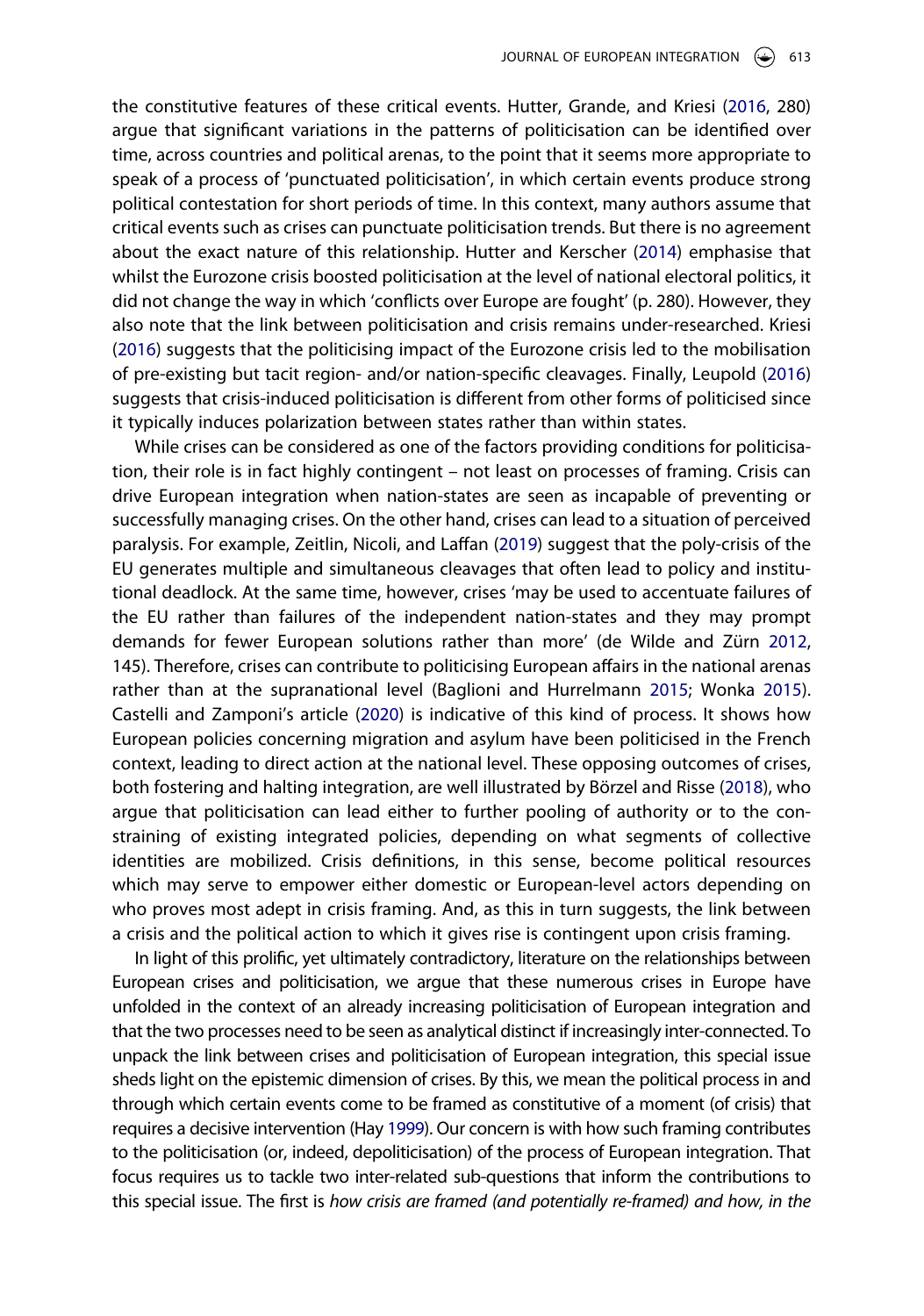the constitutive features of these critical events. Hutter, Grande, and Kriesi (2016, 280) argue that significant variations in the patterns of politicisation can be identified over time, across countries and political arenas, to the point that it seems more appropriate to speak of a process of 'punctuated politicisation', in which certain events produce strong political contestation for short periods of time. In this context, many authors assume that critical events such as crises can punctuate politicisation trends. But there is no agreement about the exact nature of this relationship. Hutter and Kerscher (2014) emphasise that whilst the Eurozone crisis boosted politicisation at the level of national electoral politics, it did not change the way in which 'conflicts over Europe are fought' (p. 280). However, they also note that the link between politicisation and crisis remains under-researched. Kriesi (2016) suggests that the politicising impact of the Eurozone crisis led to the mobilisation of pre-existing but tacit region- and/or nation-specific cleavages. Finally, Leupold (2016) suggests that crisis-induced politicisation is different from other forms of politicised since it typically induces polarization between states rather than within states.

While crises can be considered as one of the factors providing conditions for politicisation, their role is in fact highly contingent – not least on processes of framing. Crisis can drive European integration when nation-states are seen as incapable of preventing or successfully managing crises. On the other hand, crises can lead to a situation of perceived paralysis. For example, Zeitlin, Nicoli, and Laffan (2019) suggest that the poly-crisis of the EU generates multiple and simultaneous cleavages that often lead to policy and institutional deadlock. At the same time, however, crises 'may be used to accentuate failures of the EU rather than failures of the independent nation-states and they may prompt demands for fewer European solutions rather than more' (de Wilde and Zürn 2012, 145). Therefore, crises can contribute to politicising European affairs in the national arenas rather than at the supranational level (Baglioni and Hurrelmann 2015; Wonka 2015). Castelli and Zamponi's article (2020) is indicative of this kind of process. It shows how European policies concerning migration and asylum have been politicised in the French context, leading to direct action at the national level. These opposing outcomes of crises, both fostering and halting integration, are well illustrated by Börzel and Risse (2018), who argue that politicisation can lead either to further pooling of authority or to the constraining of existing integrated policies, depending on what segments of collective identities are mobilized. Crisis definitions, in this sense, become political resources which may serve to empower either domestic or European-level actors depending on who proves most adept in crisis framing. And, as this in turn suggests, the link between a crisis and the political action to which it gives rise is contingent upon crisis framing.

In light of this prolific, yet ultimately contradictory, literature on the relationships between European crises and politicisation, we argue that these numerous crises in Europe have unfolded in the context of an already increasing politicisation of European integration and that the two processes need to be seen as analytical distinct if increasingly inter-connected. To unpack the link between crises and politicisation of European integration, this special issue sheds light on the epistemic dimension of crises. By this, we mean the political process in and through which certain events come to be framed as constitutive of a moment (of crisis) that requires a decisive intervention (Hay 1999). Our concern is with how such framing contributes to the politicisation (or, indeed, depoliticisation) of the process of European integration. That focus requires us to tackle two inter-related sub-questions that inform the contributions to this special issue. The first is *how crisis are framed (and potentially re-framed) and how, in the*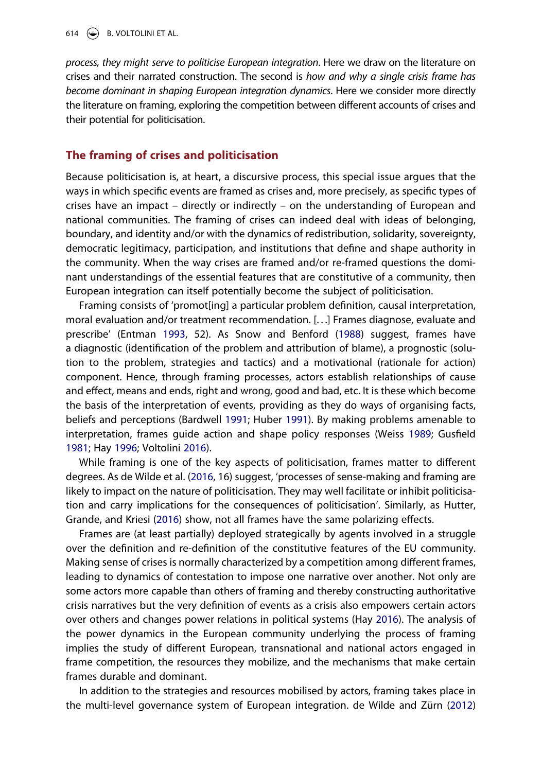*process, they might serve to politicise European integration*. Here we draw on the literature on crises and their narrated construction. The second is *how and why a single crisis frame has become dominant in shaping European integration dynamics*. Here we consider more directly the literature on framing, exploring the competition between different accounts of crises and their potential for politicisation.

## The framing of crises and politicisation

Because politicisation is, at heart, a discursive process, this special issue argues that the ways in which specific events are framed as crises and, more precisely, as specific types of crises have an impact – directly or indirectly – on the understanding of European and national communities. The framing of crises can indeed deal with ideas of belonging, boundary, and identity and/or with the dynamics of redistribution, solidarity, sovereignty, democratic legitimacy, participation, and institutions that define and shape authority in the community. When the way crises are framed and/or re-framed questions the dominant understandings of the essential features that are constitutive of a community, then European integration can itself potentially become the subject of politicisation.

Framing consists of 'promot[ing] a particular problem definition, causal interpretation, moral evaluation and/or treatment recommendation. [. . .] Frames diagnose, evaluate and prescribe' (Entman 1993, 52). As Snow and Benford (1988) suggest, frames have a diagnostic (identification of the problem and attribution of blame), a prognostic (solution to the problem, strategies and tactics) and a motivational (rationale for action) component. Hence, through framing processes, actors establish relationships of cause and effect, means and ends, right and wrong, good and bad, etc. It is these which become the basis of the interpretation of events, providing as they do ways of organising facts, beliefs and perceptions (Bardwell 1991; Huber 1991). By making problems amenable to interpretation, frames guide action and shape policy responses (Weiss 1989; Gusfield 1981; Hay 1996; Voltolini 2016).

While framing is one of the key aspects of politicisation, frames matter to different degrees. As de Wilde et al. (2016, 16) suggest, 'processes of sense-making and framing are likely to impact on the nature of politicisation. They may well facilitate or inhibit politicisation and carry implications for the consequences of politicisation'. Similarly, as Hutter, Grande, and Kriesi (2016) show, not all frames have the same polarizing effects.

Frames are (at least partially) deployed strategically by agents involved in a struggle over the definition and re-definition of the constitutive features of the EU community. Making sense of crises is normally characterized by a competition among different frames, leading to dynamics of contestation to impose one narrative over another. Not only are some actors more capable than others of framing and thereby constructing authoritative crisis narratives but the very definition of events as a crisis also empowers certain actors over others and changes power relations in political systems (Hay 2016). The analysis of the power dynamics in the European community underlying the process of framing implies the study of different European, transnational and national actors engaged in frame competition, the resources they mobilize, and the mechanisms that make certain frames durable and dominant.

In addition to the strategies and resources mobilised by actors, framing takes place in the multi-level governance system of European integration. de Wilde and Zürn (2012)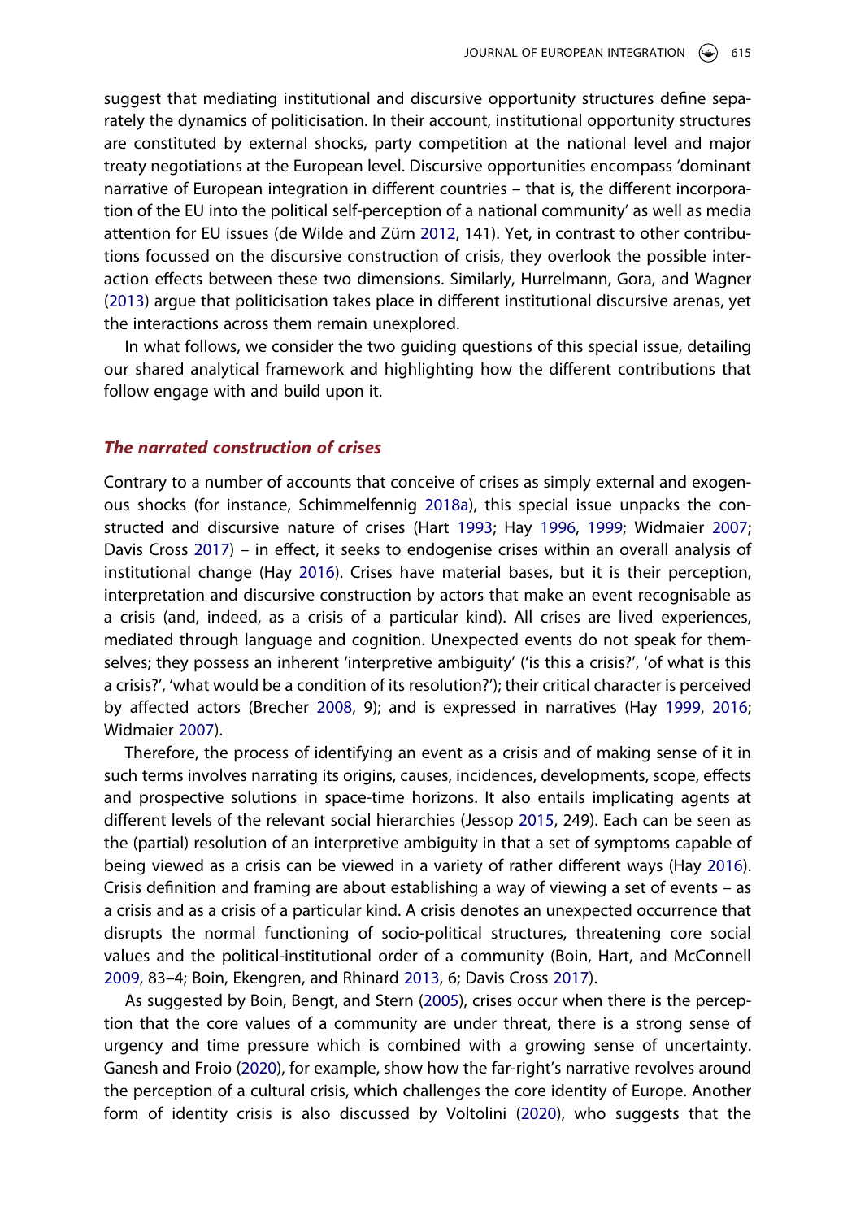suggest that mediating institutional and discursive opportunity structures define separately the dynamics of politicisation. In their account, institutional opportunity structures are constituted by external shocks, party competition at the national level and major treaty negotiations at the European level. Discursive opportunities encompass 'dominant narrative of European integration in different countries – that is, the different incorporation of the EU into the political self-perception of a national community' as well as media attention for EU issues (de Wilde and Zürn 2012, 141). Yet, in contrast to other contributions focussed on the discursive construction of crisis, they overlook the possible interaction effects between these two dimensions. Similarly, Hurrelmann, Gora, and Wagner (2013) argue that politicisation takes place in different institutional discursive arenas, yet the interactions across them remain unexplored.

In what follows, we consider the two guiding questions of this special issue, detailing our shared analytical framework and highlighting how the different contributions that follow engage with and build upon it.

## *The narrated construction of crises*

Contrary to a number of accounts that conceive of crises as simply external and exogenous shocks (for instance, Schimmelfennig 2018a), this special issue unpacks the constructed and discursive nature of crises (Hart 1993; Hay 1996, 1999; Widmaier 2007; Davis Cross 2017) – in effect, it seeks to endogenise crises within an overall analysis of institutional change (Hay 2016). Crises have material bases, but it is their perception, interpretation and discursive construction by actors that make an event recognisable as a crisis (and, indeed, as a crisis of a particular kind). All crises are lived experiences, mediated through language and cognition. Unexpected events do not speak for themselves; they possess an inherent 'interpretive ambiguity' ('is this a crisis?', 'of what is this a crisis?', 'what would be a condition of its resolution?'); their critical character is perceived by affected actors (Brecher 2008, 9); and is expressed in narratives (Hay 1999, 2016; Widmaier 2007).

Therefore, the process of identifying an event as a crisis and of making sense of it in such terms involves narrating its origins, causes, incidences, developments, scope, effects and prospective solutions in space-time horizons. It also entails implicating agents at different levels of the relevant social hierarchies (Jessop 2015, 249). Each can be seen as the (partial) resolution of an interpretive ambiguity in that a set of symptoms capable of being viewed as a crisis can be viewed in a variety of rather different ways (Hay 2016). Crisis definition and framing are about establishing a way of viewing a set of events – as a crisis and as a crisis of a particular kind. A crisis denotes an unexpected occurrence that disrupts the normal functioning of socio-political structures, threatening core social values and the political-institutional order of a community (Boin, Hart, and McConnell 2009, 83–4; Boin, Ekengren, and Rhinard 2013, 6; Davis Cross 2017).

As suggested by Boin, Bengt, and Stern (2005), crises occur when there is the perception that the core values of a community are under threat, there is a strong sense of urgency and time pressure which is combined with a growing sense of uncertainty. Ganesh and Froio (2020), for example, show how the far-right's narrative revolves around the perception of a cultural crisis, which challenges the core identity of Europe. Another form of identity crisis is also discussed by Voltolini (2020), who suggests that the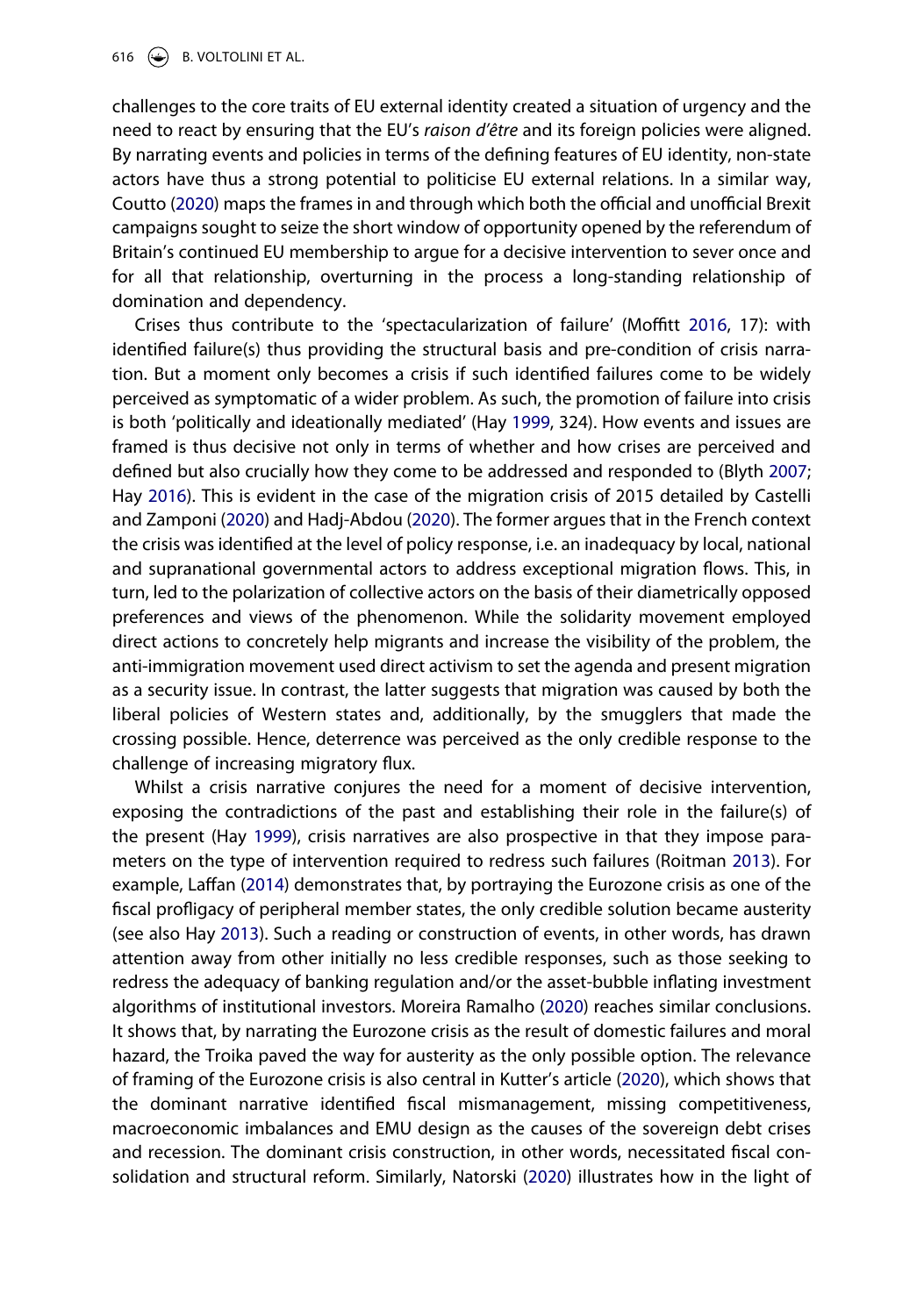challenges to the core traits of EU external identity created a situation of urgency and the need to react by ensuring that the EU's *raison d'être* and its foreign policies were aligned. By narrating events and policies in terms of the defining features of EU identity, non-state actors have thus a strong potential to politicise EU external relations. In a similar way, Coutto (2020) maps the frames in and through which both the official and unofficial Brexit campaigns sought to seize the short window of opportunity opened by the referendum of Britain's continued EU membership to argue for a decisive intervention to sever once and for all that relationship, overturning in the process a long-standing relationship of domination and dependency.

Crises thus contribute to the 'spectacularization of failure' (Moffitt 2016, 17): with identified failure(s) thus providing the structural basis and pre-condition of crisis narration. But a moment only becomes a crisis if such identified failures come to be widely perceived as symptomatic of a wider problem. As such, the promotion of failure into crisis is both 'politically and ideationally mediated' (Hay 1999, 324). How events and issues are framed is thus decisive not only in terms of whether and how crises are perceived and defined but also crucially how they come to be addressed and responded to (Blyth 2007; Hay 2016). This is evident in the case of the migration crisis of 2015 detailed by Castelli and Zamponi (2020) and Hadj-Abdou (2020). The former argues that in the French context the crisis was identified at the level of policy response, i.e. an inadequacy by local, national and supranational governmental actors to address exceptional migration flows. This, in turn, led to the polarization of collective actors on the basis of their diametrically opposed preferences and views of the phenomenon. While the solidarity movement employed direct actions to concretely help migrants and increase the visibility of the problem, the anti-immigration movement used direct activism to set the agenda and present migration as a security issue. In contrast, the latter suggests that migration was caused by both the liberal policies of Western states and, additionally, by the smugglers that made the crossing possible. Hence, deterrence was perceived as the only credible response to the challenge of increasing migratory flux.

Whilst a crisis narrative conjures the need for a moment of decisive intervention, exposing the contradictions of the past and establishing their role in the failure(s) of the present (Hay 1999), crisis narratives are also prospective in that they impose parameters on the type of intervention required to redress such failures (Roitman 2013). For example, Laffan (2014) demonstrates that, by portraying the Eurozone crisis as one of the fiscal profligacy of peripheral member states, the only credible solution became austerity (see also Hay 2013). Such a reading or construction of events, in other words, has drawn attention away from other initially no less credible responses, such as those seeking to redress the adequacy of banking regulation and/or the asset-bubble inflating investment algorithms of institutional investors. Moreira Ramalho (2020) reaches similar conclusions. It shows that, by narrating the Eurozone crisis as the result of domestic failures and moral hazard, the Troika paved the way for austerity as the only possible option. The relevance of framing of the Eurozone crisis is also central in Kutter's article (2020), which shows that the dominant narrative identified fiscal mismanagement, missing competitiveness, macroeconomic imbalances and EMU design as the causes of the sovereign debt crises and recession. The dominant crisis construction, in other words, necessitated fiscal consolidation and structural reform. Similarly, Natorski (2020) illustrates how in the light of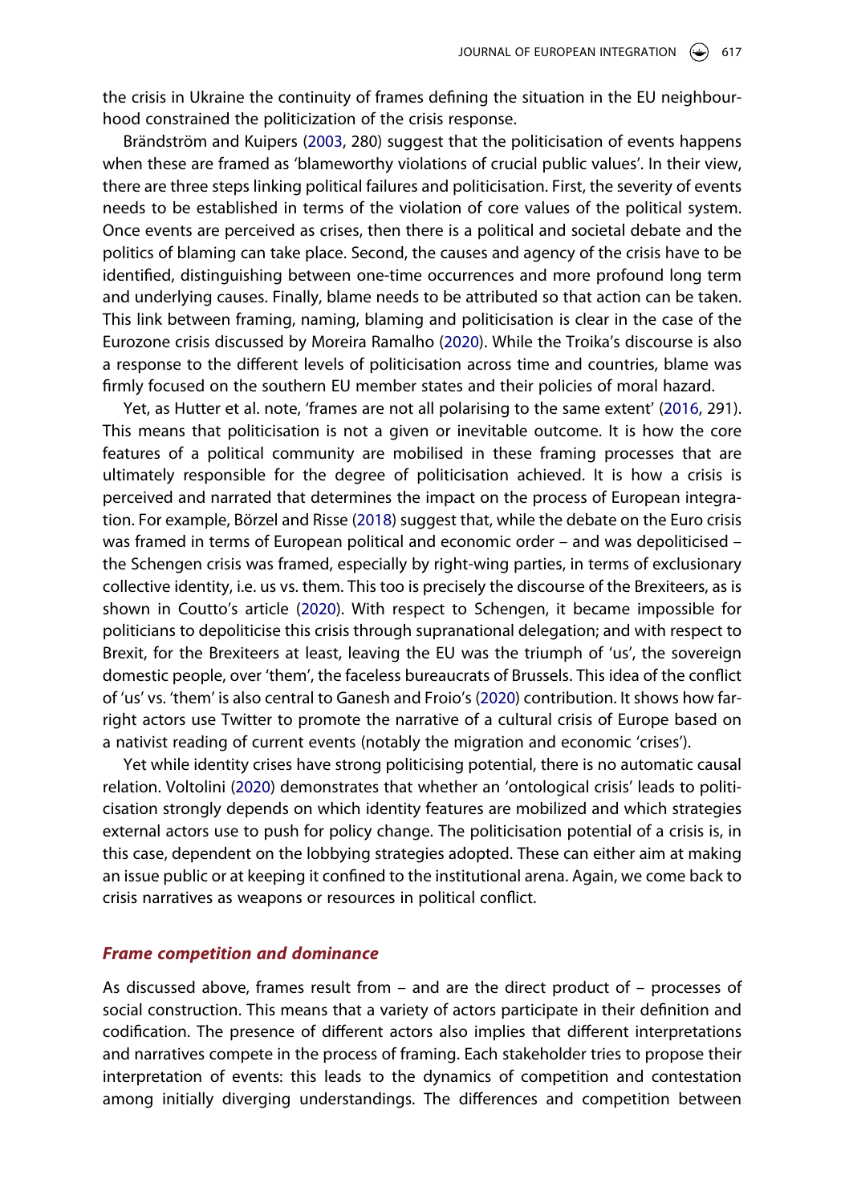the crisis in Ukraine the continuity of frames defining the situation in the EU neighbourhood constrained the politicization of the crisis response.

Brändström and Kuipers (2003, 280) suggest that the politicisation of events happens when these are framed as 'blameworthy violations of crucial public values'. In their view, there are three steps linking political failures and politicisation. First, the severity of events needs to be established in terms of the violation of core values of the political system. Once events are perceived as crises, then there is a political and societal debate and the politics of blaming can take place. Second, the causes and agency of the crisis have to be identified, distinguishing between one-time occurrences and more profound long term and underlying causes. Finally, blame needs to be attributed so that action can be taken. This link between framing, naming, blaming and politicisation is clear in the case of the Eurozone crisis discussed by Moreira Ramalho (2020). While the Troika's discourse is also a response to the different levels of politicisation across time and countries, blame was firmly focused on the southern EU member states and their policies of moral hazard.

Yet, as Hutter et al. note, 'frames are not all polarising to the same extent' (2016, 291). This means that politicisation is not a given or inevitable outcome. It is how the core features of a political community are mobilised in these framing processes that are ultimately responsible for the degree of politicisation achieved. It is how a crisis is perceived and narrated that determines the impact on the process of European integration. For example, Börzel and Risse (2018) suggest that, while the debate on the Euro crisis was framed in terms of European political and economic order – and was depoliticised – the Schengen crisis was framed, especially by right-wing parties, in terms of exclusionary collective identity, i.e. us vs. them. This too is precisely the discourse of the Brexiteers, as is shown in Coutto's article (2020). With respect to Schengen, it became impossible for politicians to depoliticise this crisis through supranational delegation; and with respect to Brexit, for the Brexiteers at least, leaving the EU was the triumph of 'us', the sovereign domestic people, over 'them', the faceless bureaucrats of Brussels. This idea of the conflict of 'us' vs. 'them' is also central to Ganesh and Froio's (2020) contribution. It shows how far-right actors use Twitter to promote the narrative of a cultural crisis of Europe based on a nativist reading of current events (notably the migration and economic 'crises').

Yet while identity crises have strong politicising potential, there is no automatic causal relation. Voltolini (2020) demonstrates that whether an 'ontological crisis' leads to politicisation strongly depends on which identity features are mobilized and which strategies external actors use to push for policy change. The politicisation potential of a crisis is, in this case, dependent on the lobbying strategies adopted. These can either aim at making an issue public or at keeping it confined to the institutional arena. Again, we come back to crisis narratives as weapons or resources in political conflict.

### *Frame competition and dominance*

As discussed above, frames result from – and are the direct product of – processes of social construction. This means that a variety of actors participate in their definition and codification. The presence of different actors also implies that different interpretations and narratives compete in the process of framing. Each stakeholder tries to propose their interpretation of events: this leads to the dynamics of competition and contestation among initially diverging understandings. The differences and competition between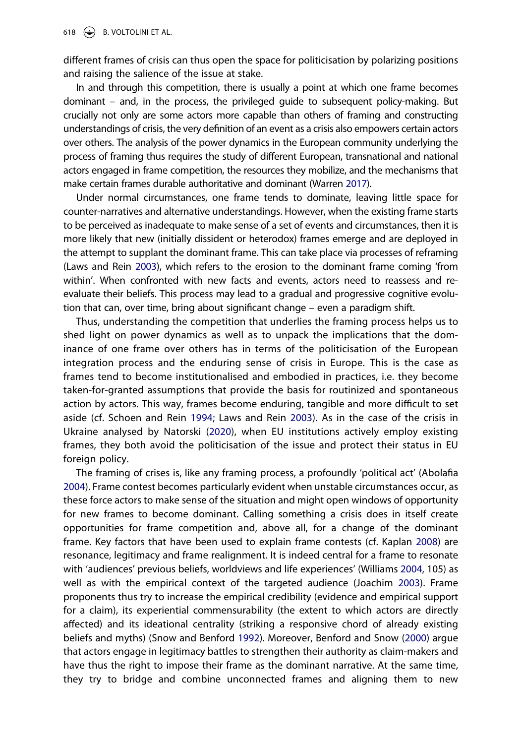different frames of crisis can thus open the space for politicisation by polarizing positions and raising the salience of the issue at stake.

In and through this competition, there is usually a point at which one frame becomes dominant – and, in the process, the privileged guide to subsequent policy-making. But crucially not only are some actors more capable than others of framing and constructing understandings of crisis, the very definition of an event as a crisis also empowers certain actors over others. The analysis of the power dynamics in the European community underlying the process of framing thus requires the study of different European, transnational and national actors engaged in frame competition, the resources they mobilize, and the mechanisms that make certain frames durable authoritative and dominant (Warren 2017).

Under normal circumstances, one frame tends to dominate, leaving little space for counter-narratives and alternative understandings. However, when the existing frame starts to be perceived as inadequate to make sense of a set of events and circumstances, then it is more likely that new (initially dissident or heterodox) frames emerge and are deployed in the attempt to supplant the dominant frame. This can take place via processes of reframing (Laws and Rein 2003), which refers to the erosion to the dominant frame coming 'from within'. When confronted with new facts and events, actors need to reassess and re-evaluate their beliefs. This process may lead to a gradual and progressive cognitive evolution that can, over time, bring about significant change – even a paradigm shift.

Thus, understanding the competition that underlies the framing process helps us to shed light on power dynamics as well as to unpack the implications that the dominance of one frame over others has in terms of the politicisation of the European integration process and the enduring sense of crisis in Europe. This is the case as frames tend to become institutionalised and embodied in practices, i.e. they become taken-for-granted assumptions that provide the basis for routinized and spontaneous action by actors. This way, frames become enduring, tangible and more difficult to set aside (cf. Schoen and Rein 1994; Laws and Rein 2003). As in the case of the crisis in Ukraine analysed by Natorski (2020), when EU institutions actively employ existing frames, they both avoid the politicisation of the issue and protect their status in EU foreign policy.

The framing of crises is, like any framing process, a profoundly 'political act' (Abolafia 2004). Frame contest becomes particularly evident when unstable circumstances occur, as these force actors to make sense of the situation and might open windows of opportunity for new frames to become dominant. Calling something a crisis does in itself create opportunities for frame competition and, above all, for a change of the dominant frame. Key factors that have been used to explain frame contests (cf. Kaplan 2008) are resonance, legitimacy and frame realignment. It is indeed central for a frame to resonate with 'audiences' previous beliefs, worldviews and life experiences' (Williams 2004, 105) as well as with the empirical context of the targeted audience (Joachim 2003). Frame proponents thus try to increase the empirical credibility (evidence and empirical support for a claim), its experiential commensurability (the extent to which actors are directly affected) and its ideational centrality (striking a responsive chord of already existing beliefs and myths) (Snow and Benford 1992). Moreover, Benford and Snow (2000) argue that actors engage in legitimacy battles to strengthen their authority as claim-makers and have thus the right to impose their frame as the dominant narrative. At the same time, they try to bridge and combine unconnected frames and aligning them to new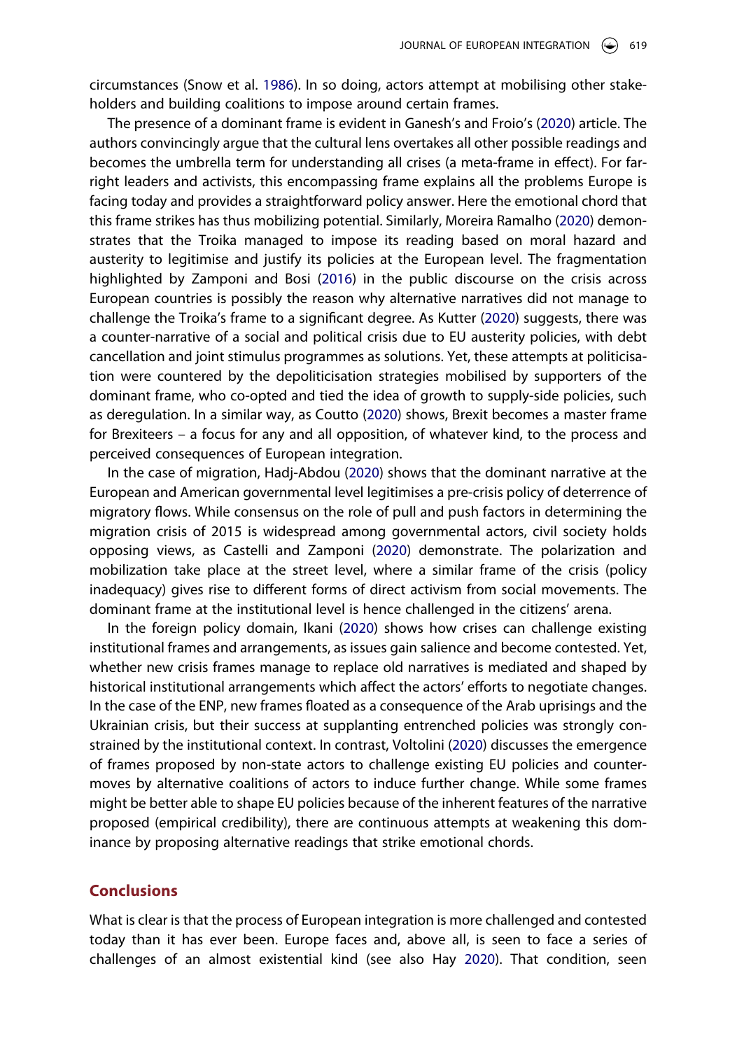circumstances (Snow et al. 1986). In so doing, actors attempt at mobilising other stakeholders and building coalitions to impose around certain frames.

The presence of a dominant frame is evident in Ganesh's and Froio's (2020) article. The authors convincingly argue that the cultural lens overtakes all other possible readings and becomes the umbrella term for understanding all crises (a meta-frame in effect). For far-right leaders and activists, this encompassing frame explains all the problems Europe is facing today and provides a straightforward policy answer. Here the emotional chord that this frame strikes has thus mobilizing potential. Similarly, Moreira Ramalho (2020) demonstrates that the Troika managed to impose its reading based on moral hazard and austerity to legitimise and justify its policies at the European level. The fragmentation highlighted by Zamponi and Bosi (2016) in the public discourse on the crisis across European countries is possibly the reason why alternative narratives did not manage to challenge the Troika's frame to a significant degree. As Kutter (2020) suggests, there was a counter-narrative of a social and political crisis due to EU austerity policies, with debt cancellation and joint stimulus programmes as solutions. Yet, these attempts at politicisation were countered by the depoliticisation strategies mobilised by supporters of the dominant frame, who co-opted and tied the idea of growth to supply-side policies, such as deregulation. In a similar way, as Coutto (2020) shows, Brexit becomes a master frame for Brexiteers – a focus for any and all opposition, of whatever kind, to the process and perceived consequences of European integration.

In the case of migration, Hadj-Abdou (2020) shows that the dominant narrative at the European and American governmental level legitimises a pre-crisis policy of deterrence of migratory flows. While consensus on the role of pull and push factors in determining the migration crisis of 2015 is widespread among governmental actors, civil society holds opposing views, as Castelli and Zamponi (2020) demonstrate. The polarization and mobilization take place at the street level, where a similar frame of the crisis (policy inadequacy) gives rise to different forms of direct activism from social movements. The dominant frame at the institutional level is hence challenged in the citizens' arena.

In the foreign policy domain, Ikani (2020) shows how crises can challenge existing institutional frames and arrangements, as issues gain salience and become contested. Yet, whether new crisis frames manage to replace old narratives is mediated and shaped by historical institutional arrangements which affect the actors' efforts to negotiate changes. In the case of the ENP, new frames floated as a consequence of the Arab uprisings and the Ukrainian crisis, but their success at supplanting entrenched policies was strongly constrained by the institutional context. In contrast, Voltolini (2020) discusses the emergence of frames proposed by non-state actors to challenge existing EU policies and countermoves by alternative coalitions of actors to induce further change. While some frames might be better able to shape EU policies because of the inherent features of the narrative proposed (empirical credibility), there are continuous attempts at weakening this dominance by proposing alternative readings that strike emotional chords.

## Conclusions

What is clear is that the process of European integration is more challenged and contested today than it has ever been. Europe faces and, above all, is seen to face a series of challenges of an almost existential kind (see also Hay 2020). That condition, seen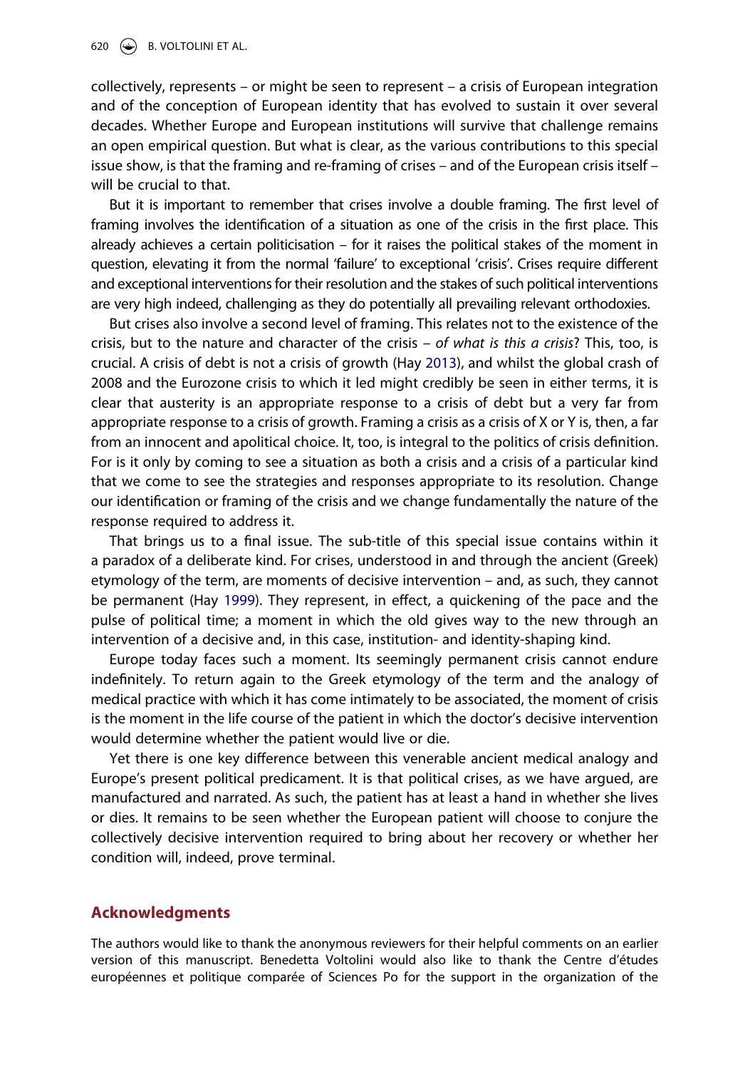collectively, represents – or might be seen to represent – a crisis of European integration and of the conception of European identity that has evolved to sustain it over several decades. Whether Europe and European institutions will survive that challenge remains an open empirical question. But what is clear, as the various contributions to this special issue show, is that the framing and re-framing of crises – and of the European crisis itself – will be crucial to that.

But it is important to remember that crises involve a double framing. The first level of framing involves the identification of a situation as one of the crisis in the first place. This already achieves a certain politicisation – for it raises the political stakes of the moment in question, elevating it from the normal 'failure' to exceptional 'crisis'. Crises require different and exceptional interventions for their resolution and the stakes of such political interventions are very high indeed, challenging as they do potentially all prevailing relevant orthodoxies.

But crises also involve a second level of framing. This relates not to the existence of the crisis, but to the nature and character of the crisis – *of what is this a crisis*? This, too, is crucial. A crisis of debt is not a crisis of growth (Hay 2013), and whilst the global crash of 2008 and the Eurozone crisis to which it led might credibly be seen in either terms, it is clear that austerity is an appropriate response to a crisis of debt but a very far from appropriate response to a crisis of growth. Framing a crisis as a crisis of X or Y is, then, a far from an innocent and apolitical choice. It, too, is integral to the politics of crisis definition. For is it only by coming to see a situation as both a crisis and a crisis of a particular kind that we come to see the strategies and responses appropriate to its resolution. Change our identification or framing of the crisis and we change fundamentally the nature of the response required to address it.

That brings us to a final issue. The sub-title of this special issue contains within it a paradox of a deliberate kind. For crises, understood in and through the ancient (Greek) etymology of the term, are moments of decisive intervention – and, as such, they cannot be permanent (Hay 1999). They represent, in effect, a quickening of the pace and the pulse of political time; a moment in which the old gives way to the new through an intervention of a decisive and, in this case, institution- and identity-shaping kind.

Europe today faces such a moment. Its seemingly permanent crisis cannot endure indefinitely. To return again to the Greek etymology of the term and the analogy of medical practice with which it has come intimately to be associated, the moment of crisis is the moment in the life course of the patient in which the doctor's decisive intervention would determine whether the patient would live or die.

Yet there is one key difference between this venerable ancient medical analogy and Europe's present political predicament. It is that political crises, as we have argued, are manufactured and narrated. As such, the patient has at least a hand in whether she lives or dies. It remains to be seen whether the European patient will choose to conjure the collectively decisive intervention required to bring about her recovery or whether her condition will, indeed, prove terminal.

## Acknowledgments

The authors would like to thank the anonymous reviewers for their helpful comments on an earlier version of this manuscript. Benedetta Voltolini would also like to thank the Centre d'études européennes et politique comparée of Sciences Po for the support in the organization of the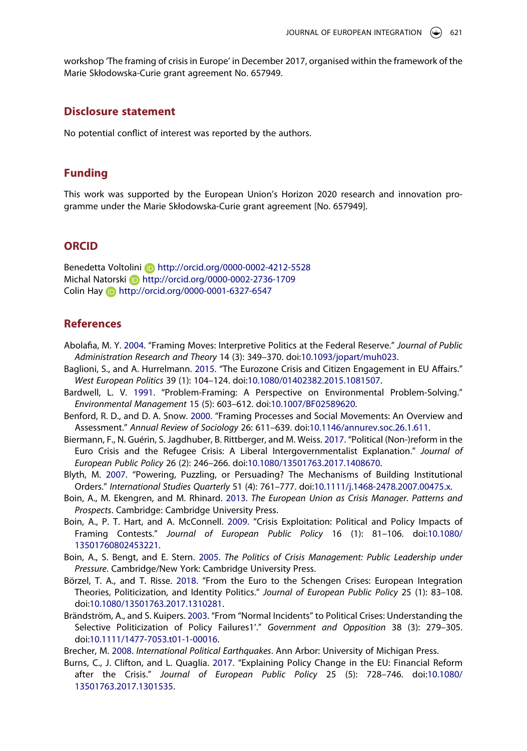workshop 'The framing of crisis in Europe' in December 2017, organised within the framework of the Marie Skłodowska-Curie grant agreement No. 657949.

## Disclosure statement

No potential conflict of interest was reported by the authors.

## Funding

This work was supported by the European Union's Horizon 2020 research and innovation programme under the Marie Skłodowska-Curie grant agreement [No. 657949].

## ORCID

Benedetta Voltolini http://orcid.org/0000-0002-4212-5528
Michal Natorski http://orcid.org/0000-0002-2736-1709
Colin Hay http://orcid.org/0000-0001-6327-6547

## References

Abolafia, M. Y. 2004. "Framing Moves: Interpretive Politics at the Federal Reserve." *Journal of Public Administration Research and Theory* 14 (3): 349–370. doi:10.1093/jopart/muh023.

Baglioni, S., and A. Hurrelmann. 2015. "The Eurozone Crisis and Citizen Engagement in EU Affairs." *West European Politics* 39 (1): 104–124. doi:10.1080/01402382.2015.1081507.

Bardwell, L. V. 1991. "Problem-Framing: A Perspective on Environmental Problem-Solving." *Environmental Management* 15 (5): 603–612. doi:10.1007/BF02589620.

Benford, R. D., and D. A. Snow. 2000. "Framing Processes and Social Movements: An Overview and Assessment." *Annual Review of Sociology* 26: 611–639. doi:10.1146/annurev.soc.26.1.611.

Biermann, F., N. Guérin, S. Jagdhuber, B. Rittberger, and M. Weiss. 2017. "Political (Non-)reform in the Euro Crisis and the Refugee Crisis: A Liberal Intergovernmentalist Explanation." *Journal of European Public Policy* 26 (2): 246–266. doi:10.1080/13501763.2017.1408670.

Blyth, M. 2007. "Powering, Puzzling, or Persuading? The Mechanisms of Building Institutional Orders." *International Studies Quarterly* 51 (4): 761–777. doi:10.1111/j.1468-2478.2007.00475.x.

Boin, A., M. Ekengren, and M. Rhinard. 2013. *The European Union as Crisis Manager. Patterns and Prospects*. Cambridge: Cambridge University Press.

Boin, A., P. T. Hart, and A. McConnell. 2009. "Crisis Exploitation: Political and Policy Impacts of Framing Contests." *Journal of European Public Policy* 16 (1): 81–106. doi:10.1080/13501760802453221.

Boin, A., S. Bengt, and E. Stern. 2005. *The Politics of Crisis Management: Public Leadership under Pressure*. Cambridge/New York: Cambridge University Press.

Börzel, T. A., and T. Risse. 2018. "From the Euro to the Schengen Crises: European Integration Theories, Politicization, and Identity Politics." *Journal of European Public Policy* 25 (1): 83–108. doi:10.1080/13501763.2017.1310281.

Brändström, A., and S. Kuipers. 2003. "From "Normal Incidents" to Political Crises: Understanding the Selective Politicization of Policy Failures1'." *Government and Opposition* 38 (3): 279–305. doi:10.1111/1477-7053.t01-1-00016.

Brecher, M. 2008. *International Political Earthquakes*. Ann Arbor: University of Michigan Press.

Burns, C., J. Clifton, and L. Quaglia. 2017. "Explaining Policy Change in the EU: Financial Reform after the Crisis." *Journal of European Public Policy* 25 (5): 728–746. doi:10.1080/13501763.2017.1301535.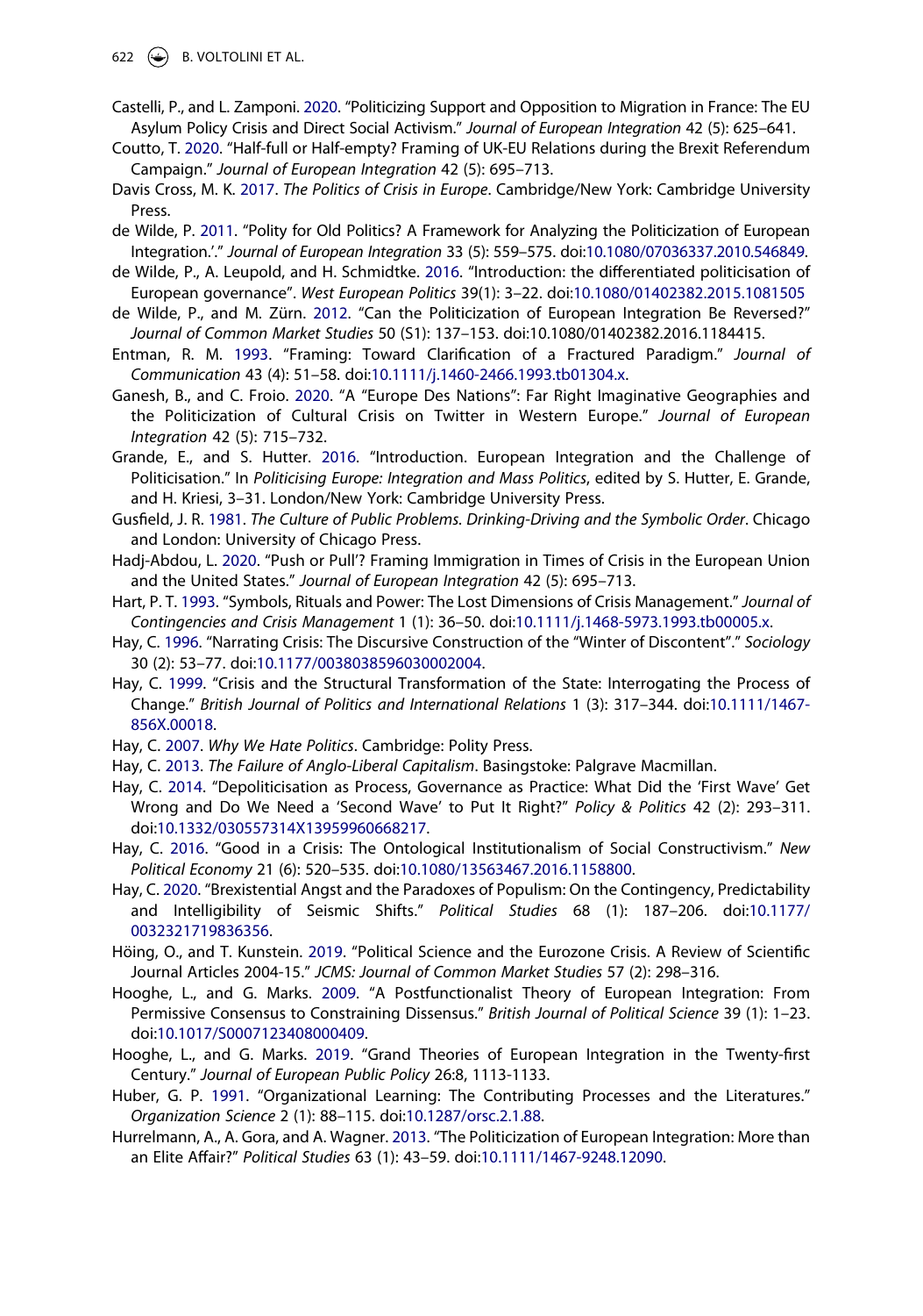Castelli, P., and L. Zamponi. 2020. "Politicizing Support and Opposition to Migration in France: The EU Asylum Policy Crisis and Direct Social Activism." *Journal of European Integration* 42 (5): 625–641.

Coutto, T. 2020. "Half-full or Half-empty? Framing of UK-EU Relations during the Brexit Referendum Campaign." *Journal of European Integration* 42 (5): 695–713.

Davis Cross, M. K. 2017. *The Politics of Crisis in Europe*. Cambridge/New York: Cambridge University Press.

de Wilde, P. 2011. "Polity for Old Politics? A Framework for Analyzing the Politicization of European Integration.'." *Journal of European Integration* 33 (5): 559–575. doi:10.1080/07036337.2010.546849.

de Wilde, P., A. Leupold, and H. Schmidtke. 2016. "Introduction: the differentiated politicisation of European governance". *West European Politics* 39(1): 3–22. doi:10.1080/01402382.2015.1081505

de Wilde, P., and M. Zürn. 2012. "Can the Politicization of European Integration Be Reversed?" *Journal of Common Market Studies* 50 (S1): 137–153. doi:10.1080/01402382.2016.1184415.

Entman, R. M. 1993. "Framing: Toward Clarification of a Fractured Paradigm." *Journal of Communication* 43 (4): 51–58. doi:10.1111/j.1460-2466.1993.tb01304.x.

Ganesh, B., and C. Froio. 2020. "A "Europe Des Nations": Far Right Imaginative Geographies and the Politicization of Cultural Crisis on Twitter in Western Europe." *Journal of European Integration* 42 (5): 715–732.

Grande, E., and S. Hutter. 2016. "Introduction. European Integration and the Challenge of Politicisation." In *Politicising Europe: Integration and Mass Politics*, edited by S. Hutter, E. Grande, and H. Kriesi, 3–31. London/New York: Cambridge University Press.

Gusfield, J. R. 1981. *The Culture of Public Problems. Drinking-Driving and the Symbolic Order*. Chicago and London: University of Chicago Press.

Hadj-Abdou, L. 2020. "Push or Pull'? Framing Immigration in Times of Crisis in the European Union and the United States." *Journal of European Integration* 42 (5): 695–713.

Hart, P. T. 1993. "Symbols, Rituals and Power: The Lost Dimensions of Crisis Management." *Journal of Contingencies and Crisis Management* 1 (1): 36–50. doi:10.1111/j.1468-5973.1993.tb00005.x.

Hay, C. 1996. "Narrating Crisis: The Discursive Construction of the "Winter of Discontent"." *Sociology* 30 (2): 53–77. doi:10.1177/0038038596030002004.

Hay, C. 1999. "Crisis and the Structural Transformation of the State: Interrogating the Process of Change." *British Journal of Politics and International Relations* 1 (3): 317–344. doi:10.1111/1467-856X.00018.

Hay, C. 2007. *Why We Hate Politics*. Cambridge: Polity Press.

Hay, C. 2013. *The Failure of Anglo-Liberal Capitalism*. Basingstoke: Palgrave Macmillan.

Hay, C. 2014. "Depoliticisation as Process, Governance as Practice: What Did the 'First Wave' Get Wrong and Do We Need a 'Second Wave' to Put It Right?" *Policy & Politics* 42 (2): 293–311. doi:10.1332/030557314X13959960668217.

Hay, C. 2016. "Good in a Crisis: The Ontological Institutionalism of Social Constructivism." *New Political Economy* 21 (6): 520–535. doi:10.1080/13563467.2016.1158800.

Hay, C. 2020. "Brexistential Angst and the Paradoxes of Populism: On the Contingency, Predictability and Intelligibility of Seismic Shifts." *Political Studies* 68 (1): 187–206. doi:10.1177/0032321719836356.

Höing, O., and T. Kunstein. 2019. "Political Science and the Eurozone Crisis. A Review of Scientific Journal Articles 2004-15." *JCMS: Journal of Common Market Studies* 57 (2): 298–316.

Hooghe, L., and G. Marks. 2009. "A Postfunctionalist Theory of European Integration: From Permissive Consensus to Constraining Dissensus." *British Journal of Political Science* 39 (1): 1–23. doi:10.1017/S0007123408000409.

Hooghe, L., and G. Marks. 2019. "Grand Theories of European Integration in the Twenty-first Century." *Journal of European Public Policy* 26:8, 1113-1133.

Huber, G. P. 1991. "Organizational Learning: The Contributing Processes and the Literatures." *Organization Science* 2 (1): 88–115. doi:10.1287/orsc.2.1.88.

Hurrelmann, A., A. Gora, and A. Wagner. 2013. "The Politicization of European Integration: More than an Elite Affair?" *Political Studies* 63 (1): 43–59. doi:10.1111/1467-9248.12090.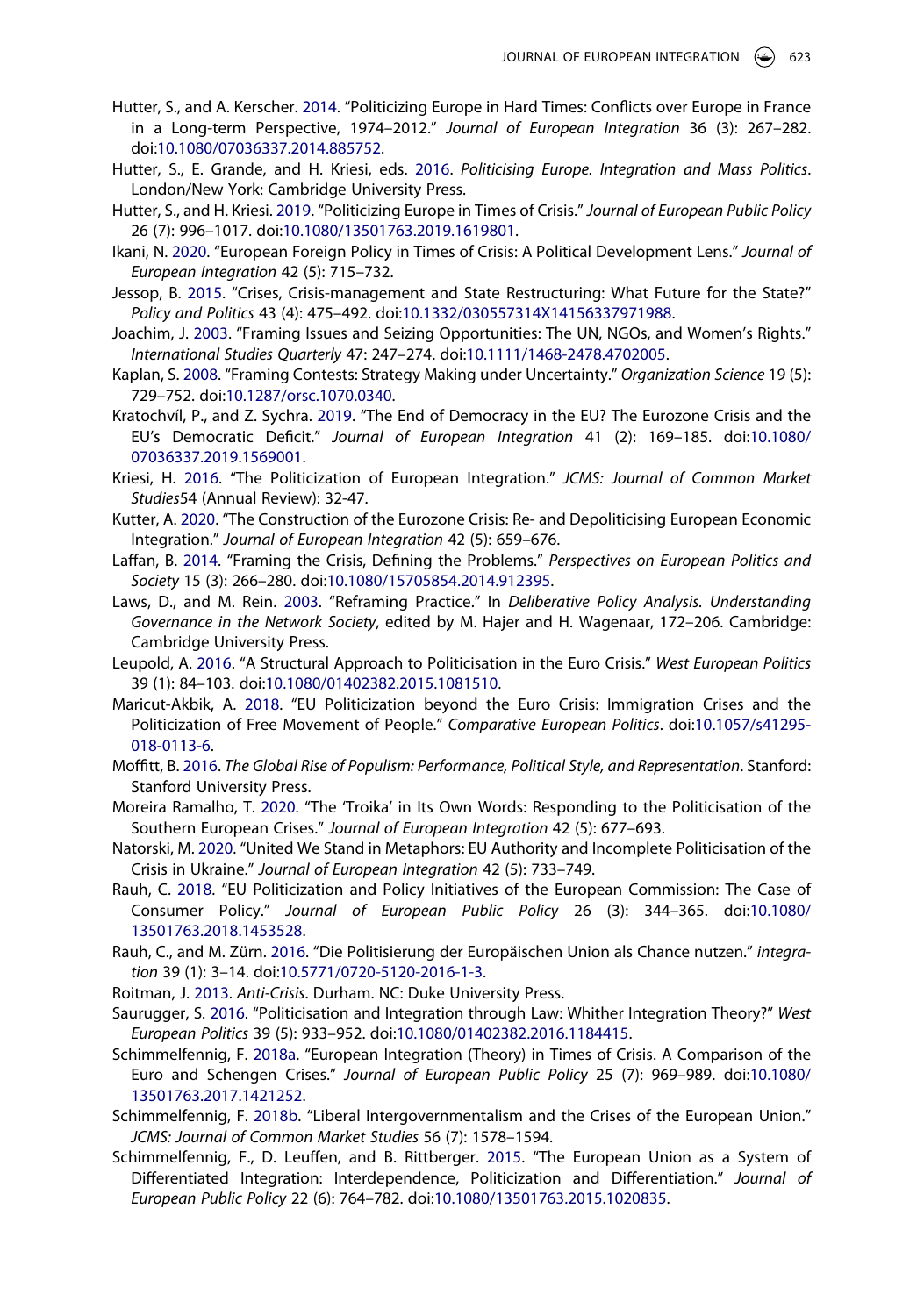Hutter, S., and A. Kerscher. 2014. "Politicizing Europe in Hard Times: Conflicts over Europe in France in a Long-term Perspective, 1974–2012." *Journal of European Integration* 36 (3): 267–282. doi:10.1080/07036337.2014.885752.

Hutter, S., E. Grande, and H. Kriesi, eds. 2016. *Politicising Europe. Integration and Mass Politics*. London/New York: Cambridge University Press.

Hutter, S., and H. Kriesi. 2019. "Politicizing Europe in Times of Crisis." *Journal of European Public Policy* 26 (7): 996–1017. doi:10.1080/13501763.2019.1619801.

Ikani, N. 2020. "European Foreign Policy in Times of Crisis: A Political Development Lens." *Journal of European Integration* 42 (5): 715–732.

Jessop, B. 2015. "Crises, Crisis-management and State Restructuring: What Future for the State?" *Policy and Politics* 43 (4): 475–492. doi:10.1332/030557314X14156337971988.

Joachim, J. 2003. "Framing Issues and Seizing Opportunities: The UN, NGOs, and Women's Rights." *International Studies Quarterly* 47: 247–274. doi:10.1111/1468-2478.4702005.

Kaplan, S. 2008. "Framing Contests: Strategy Making under Uncertainty." *Organization Science* 19 (5): 729–752. doi:10.1287/orsc.1070.0340.

Kratochvíl, P., and Z. Sychra. 2019. "The End of Democracy in the EU? The Eurozone Crisis and the EU's Democratic Deficit." *Journal of European Integration* 41 (2): 169–185. doi:10.1080/07036337.2019.1569001.

Kriesi, H. 2016. "The Politicization of European Integration." *JCMS: Journal of Common Market Studies*54 (Annual Review): 32-47.

Kutter, A. 2020. "The Construction of the Eurozone Crisis: Re- and Depoliticising European Economic Integration." *Journal of European Integration* 42 (5): 659–676.

Laffan, B. 2014. "Framing the Crisis, Defining the Problems." *Perspectives on European Politics and Society* 15 (3): 266–280. doi:10.1080/15705854.2014.912395.

Laws, D., and M. Rein. 2003. "Reframing Practice." In *Deliberative Policy Analysis. Understanding Governance in the Network Society*, edited by M. Hajer and H. Wagenaar, 172–206. Cambridge: Cambridge University Press.

Leupold, A. 2016. "A Structural Approach to Politicisation in the Euro Crisis." *West European Politics* 39 (1): 84–103. doi:10.1080/01402382.2015.1081510.

Maricut-Akbik, A. 2018. "EU Politicization beyond the Euro Crisis: Immigration Crises and the Politicization of Free Movement of People." *Comparative European Politics*. doi:10.1057/s41295-018-0113-6.

Moffitt, B. 2016. *The Global Rise of Populism: Performance, Political Style, and Representation*. Stanford: Stanford University Press.

Moreira Ramalho, T. 2020. "The 'Troika' in Its Own Words: Responding to the Politicisation of the Southern European Crises." *Journal of European Integration* 42 (5): 677–693.

Natorski, M. 2020. "United We Stand in Metaphors: EU Authority and Incomplete Politicisation of the Crisis in Ukraine." *Journal of European Integration* 42 (5): 733–749.

Rauh, C. 2018. "EU Politicization and Policy Initiatives of the European Commission: The Case of Consumer Policy." *Journal of European Public Policy* 26 (3): 344–365. doi:10.1080/13501763.2018.1453528.

Rauh, C., and M. Zürn. 2016. "Die Politisierung der Europäischen Union als Chance nutzen." *integration* 39 (1): 3–14. doi:10.5771/0720-5120-2016-1-3.

Roitman, J. 2013. *Anti-Crisis*. Durham. NC: Duke University Press.

Saurugger, S. 2016. "Politicisation and Integration through Law: Whither Integration Theory?" *West European Politics* 39 (5): 933–952. doi:10.1080/01402382.2016.1184415.

Schimmelfennig, F. 2018a. "European Integration (Theory) in Times of Crisis. A Comparison of the Euro and Schengen Crises." *Journal of European Public Policy* 25 (7): 969–989. doi:10.1080/13501763.2017.1421252.

Schimmelfennig, F. 2018b. "Liberal Intergovernmentalism and the Crises of the European Union." *JCMS: Journal of Common Market Studies* 56 (7): 1578–1594.

Schimmelfennig, F., D. Leuffen, and B. Rittberger. 2015. "The European Union as a System of Differentiated Integration: Interdependence, Politicization and Differentiation." *Journal of European Public Policy* 22 (6): 764–782. doi:10.1080/13501763.2015.1020835.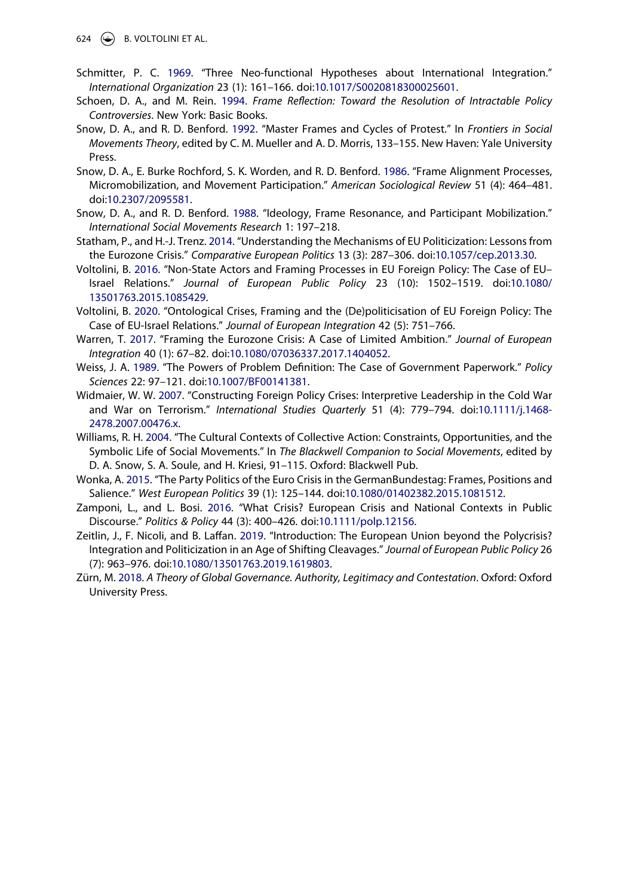Schmitter, P. C. 1969. "Three Neo-functional Hypotheses about International Integration." *International Organization* 23 (1): 161–166. doi:10.1017/S0020818300025601.

Schoen, D. A., and M. Rein. 1994. *Frame Reflection: Toward the Resolution of Intractable Policy Controversies*. New York: Basic Books.

Snow, D. A., and R. D. Benford. 1992. "Master Frames and Cycles of Protest." In *Frontiers in Social Movements Theory*, edited by C. M. Mueller and A. D. Morris, 133–155. New Haven: Yale University Press.

Snow, D. A., E. Burke Rochford, S. K. Worden, and R. D. Benford. 1986. "Frame Alignment Processes, Micromobilization, and Movement Participation." *American Sociological Review* 51 (4): 464–481. doi:10.2307/2095581.

Snow, D. A., and R. D. Benford. 1988. "Ideology, Frame Resonance, and Participant Mobilization." *International Social Movements Research* 1: 197–218.

Statham, P., and H.-J. Trenz. 2014. "Understanding the Mechanisms of EU Politicization: Lessons from the Eurozone Crisis." *Comparative European Politics* 13 (3): 287–306. doi:10.1057/cep.2013.30.

Voltolini, B. 2016. "Non-State Actors and Framing Processes in EU Foreign Policy: The Case of EU–Israel Relations." *Journal of European Public Policy* 23 (10): 1502–1519. doi:10.1080/13501763.2015.1085429.

Voltolini, B. 2020. "Ontological Crises, Framing and the (De)politicisation of EU Foreign Policy: The Case of EU-Israel Relations." *Journal of European Integration* 42 (5): 751–766.

Warren, T. 2017. "Framing the Eurozone Crisis: A Case of Limited Ambition." *Journal of European Integration* 40 (1): 67–82. doi:10.1080/07036337.2017.1404052.

Weiss, J. A. 1989. "The Powers of Problem Definition: The Case of Government Paperwork." *Policy Sciences* 22: 97–121. doi:10.1007/BF00141381.

Widmaier, W. W. 2007. "Constructing Foreign Policy Crises: Interpretive Leadership in the Cold War and War on Terrorism." *International Studies Quarterly* 51 (4): 779–794. doi:10.1111/j.1468-2478.2007.00476.x.

Williams, R. H. 2004. "The Cultural Contexts of Collective Action: Constraints, Opportunities, and the Symbolic Life of Social Movements." In *The Blackwell Companion to Social Movements*, edited by D. A. Snow, S. A. Soule, and H. Kriesi, 91–115. Oxford: Blackwell Pub.

Wonka, A. 2015. "The Party Politics of the Euro Crisis in the GermanBundestag: Frames, Positions and Salience." *West European Politics* 39 (1): 125–144. doi:10.1080/01402382.2015.1081512.

Zamponi, L., and L. Bosi. 2016. "What Crisis? European Crisis and National Contexts in Public Discourse." *Politics & Policy* 44 (3): 400–426. doi:10.1111/polp.12156.

Zeitlin, J., F. Nicoli, and B. Laffan. 2019. "Introduction: The European Union beyond the Polycrisis? Integration and Politicization in an Age of Shifting Cleavages." *Journal of European Public Policy* 26 (7): 963–976. doi:10.1080/13501763.2019.1619803.

Zürn, M. 2018. *A Theory of Global Governance. Authority, Legitimacy and Contestation*. Oxford: Oxford University Press.